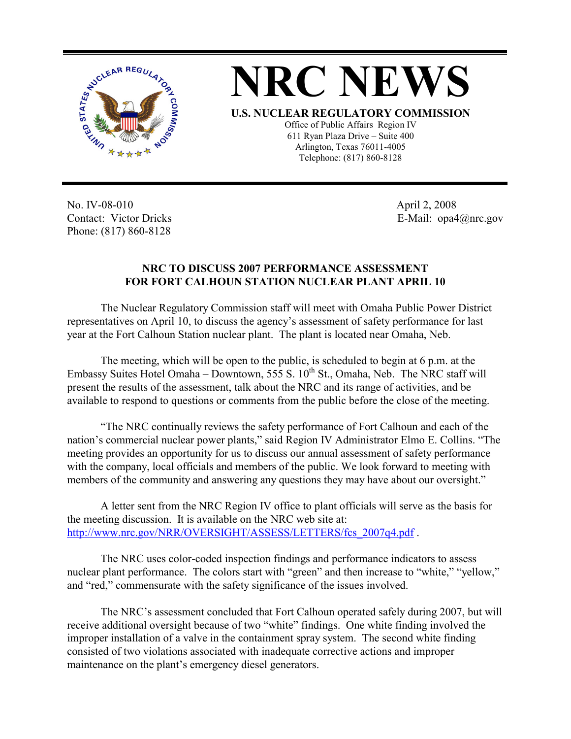# NRC NEWS

**U.S. NUCLEAR REGULATORY COMMISSION**

Office of Public Affairs Region IV
611 Ryan Plaza Drive – Suite 400
Arlington, Texas 76011-4005
Telephone: (817) 860-8128

No. IV-08-010
Contact: Victor Dricks
Phone: (817) 860-8128

April 2, 2008
E-Mail: opa4@nrc.gov

## NRC TO DISCUSS 2007 PERFORMANCE ASSESSMENT FOR FORT CALHOUN STATION NUCLEAR PLANT APRIL 10

The Nuclear Regulatory Commission staff will meet with Omaha Public Power District representatives on April 10, to discuss the agency's assessment of safety performance for last year at the Fort Calhoun Station nuclear plant. The plant is located near Omaha, Neb.

The meeting, which will be open to the public, is scheduled to begin at 6 p.m. at the Embassy Suites Hotel Omaha – Downtown, 555 S. 10th St., Omaha, Neb. The NRC staff will present the results of the assessment, talk about the NRC and its range of activities, and be available to respond to questions or comments from the public before the close of the meeting.

"The NRC continually reviews the safety performance of Fort Calhoun and each of the nation's commercial nuclear power plants," said Region IV Administrator Elmo E. Collins. "The meeting provides an opportunity for us to discuss our annual assessment of safety performance with the company, local officials and members of the public. We look forward to meeting with members of the community and answering any questions they may have about our oversight."

A letter sent from the NRC Region IV office to plant officials will serve as the basis for the meeting discussion. It is available on the NRC web site at: http://www.nrc.gov/NRR/OVERSIGHT/ASSESS/LETTERS/fcs_2007q4.pdf .

The NRC uses color-coded inspection findings and performance indicators to assess nuclear plant performance. The colors start with "green" and then increase to "white," "yellow," and "red," commensurate with the safety significance of the issues involved.

The NRC's assessment concluded that Fort Calhoun operated safely during 2007, but will receive additional oversight because of two "white" findings. One white finding involved the improper installation of a valve in the containment spray system. The second white finding consisted of two violations associated with inadequate corrective actions and improper maintenance on the plant's emergency diesel generators.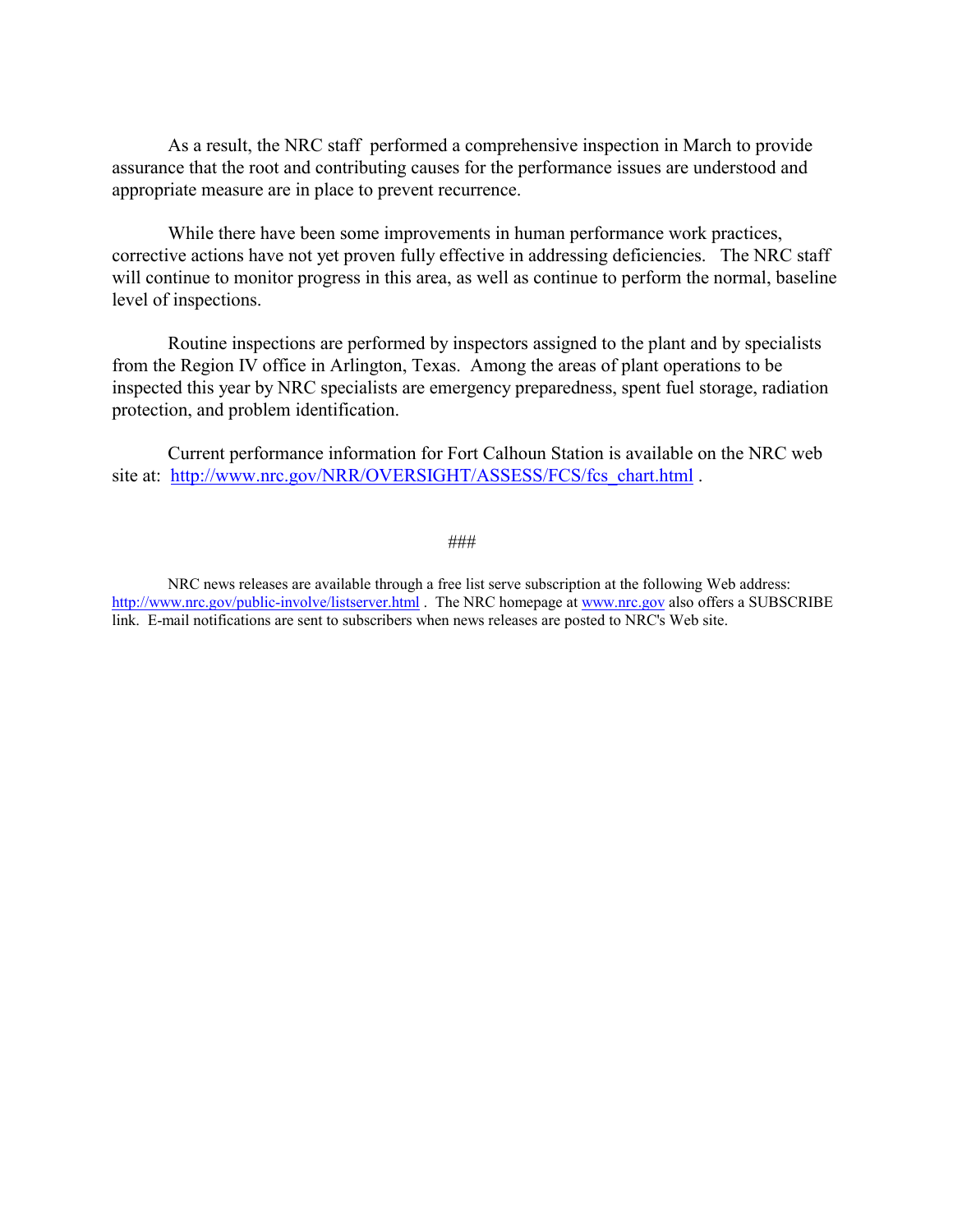As a result, the NRC staff performed a comprehensive inspection in March to provide assurance that the root and contributing causes for the performance issues are understood and appropriate measure are in place to prevent recurrence.

While there have been some improvements in human performance work practices, corrective actions have not yet proven fully effective in addressing deficiencies. The NRC staff will continue to monitor progress in this area, as well as continue to perform the normal, baseline level of inspections.

Routine inspections are performed by inspectors assigned to the plant and by specialists from the Region IV office in Arlington, Texas. Among the areas of plant operations to be inspected this year by NRC specialists are emergency preparedness, spent fuel storage, radiation protection, and problem identification.

Current performance information for Fort Calhoun Station is available on the NRC web site at: http://www.nrc.gov/NRR/OVERSIGHT/ASSESS/FCS/fcs_chart.html .

###

NRC news releases are available through a free list serve subscription at the following Web address: http://www.nrc.gov/public-involve/listserver.html . The NRC homepage at www.nrc.gov also offers a SUBSCRIBE link. E-mail notifications are sent to subscribers when news releases are posted to NRC's Web site.